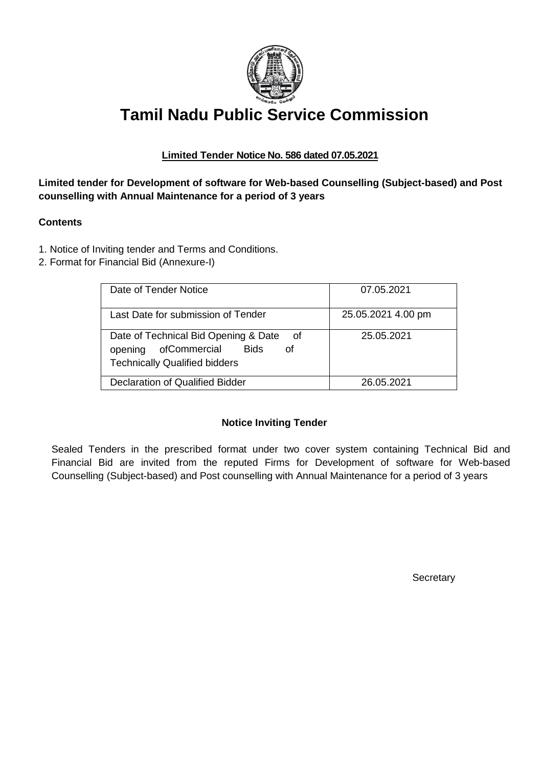# Tamil Nadu Public Service Commission

**Limited Tender Notice No. 586 dated 07.05.2021**

**Limited tender for Development of software for Web-based Counselling (Subject-based) and Post counselling with Annual Maintenance for a period of 3 years**

**Contents**

1. Notice of Inviting tender and Terms and Conditions.
2. Format for Financial Bid (Annexure-I)

| | |
|---|---|
| Date of Tender Notice | 07.05.2021 |
| Last Date for submission of Tender | 25.05.2021 4.00 pm |
| Date of Technical Bid Opening & Date of opening ofCommercial Bids of Technically Qualified bidders | 25.05.2021 |
| Declaration of Qualified Bidder | 26.05.2021 |

**Notice Inviting Tender**

Sealed Tenders in the prescribed format under two cover system containing Technical Bid and Financial Bid are invited from the reputed Firms for Development of software for Web-based Counselling (Subject-based) and Post counselling with Annual Maintenance for a period of 3 years

Secretary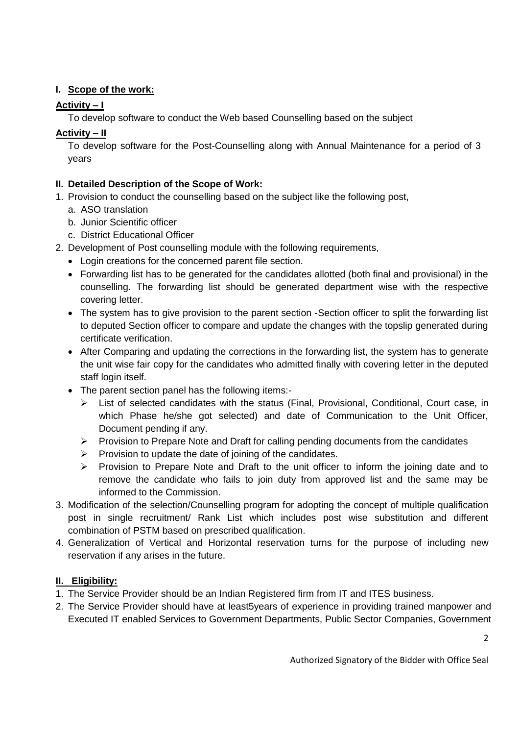## I. Scope of the work:

### Activity – I

To develop software to conduct the Web based Counselling based on the subject

### Activity – II

To develop software for the Post-Counselling along with Annual Maintenance for a period of 3 years

## II. Detailed Description of the Scope of Work:

1. Provision to conduct the counselling based on the subject like the following post,
   a. ASO translation
   b. Junior Scientific officer
   c. District Educational Officer
2. Development of Post counselling module with the following requirements,
   - Login creations for the concerned parent file section.
   - Forwarding list has to be generated for the candidates allotted (both final and provisional) in the counselling. The forwarding list should be generated department wise with the respective covering letter.
   - The system has to give provision to the parent section -Section officer to split the forwarding list to deputed Section officer to compare and update the changes with the topslip generated during certificate verification.
   - After Comparing and updating the corrections in the forwarding list, the system has to generate the unit wise fair copy for the candidates who admitted finally with covering letter in the deputed staff login itself.
   - The parent section panel has the following items:-
     - List of selected candidates with the status (Final, Provisional, Conditional, Court case, in which Phase he/she got selected) and date of Communication to the Unit Officer, Document pending if any.
     - Provision to Prepare Note and Draft for calling pending documents from the candidates
     - Provision to update the date of joining of the candidates.
     - Provision to Prepare Note and Draft to the unit officer to inform the joining date and to remove the candidate who fails to join duty from approved list and the same may be informed to the Commission.
3. Modification of the selection/Counselling program for adopting the concept of multiple qualification post in single recruitment/ Rank List which includes post wise substitution and different combination of PSTM based on prescribed qualification.
4. Generalization of Vertical and Horizontal reservation turns for the purpose of including new reservation if any arises in the future.

## II. Eligibility:

1. The Service Provider should be an Indian Registered firm from IT and ITES business.
2. The Service Provider should have at least5years of experience in providing trained manpower and Executed IT enabled Services to Government Departments, Public Sector Companies, Government

Authorized Signatory of the Bidder with Office Seal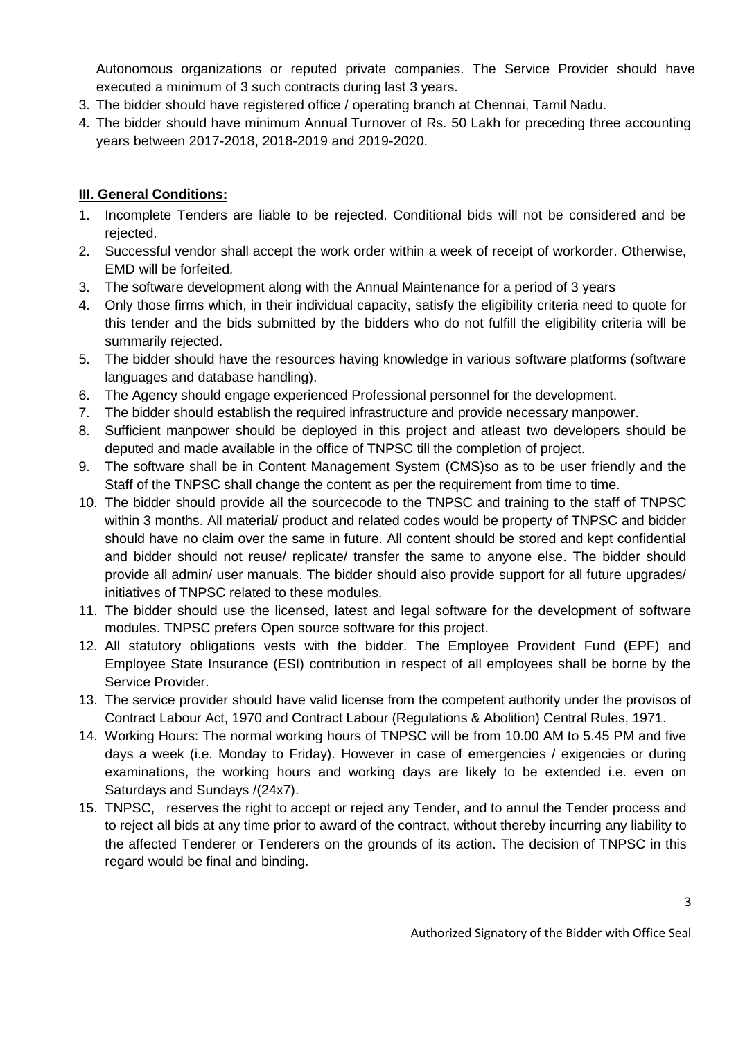Autonomous organizations or reputed private companies. The Service Provider should have executed a minimum of 3 such contracts during last 3 years.

3. The bidder should have registered office / operating branch at Chennai, Tamil Nadu.
4. The bidder should have minimum Annual Turnover of Rs. 50 Lakh for preceding three accounting years between 2017-2018, 2018-2019 and 2019-2020.

## III. General Conditions:

1. Incomplete Tenders are liable to be rejected. Conditional bids will not be considered and be rejected.
2. Successful vendor shall accept the work order within a week of receipt of workorder. Otherwise, EMD will be forfeited.
3. The software development along with the Annual Maintenance for a period of 3 years
4. Only those firms which, in their individual capacity, satisfy the eligibility criteria need to quote for this tender and the bids submitted by the bidders who do not fulfill the eligibility criteria will be summarily rejected.
5. The bidder should have the resources having knowledge in various software platforms (software languages and database handling).
6. The Agency should engage experienced Professional personnel for the development.
7. The bidder should establish the required infrastructure and provide necessary manpower.
8. Sufficient manpower should be deployed in this project and atleast two developers should be deputed and made available in the office of TNPSC till the completion of project.
9. The software shall be in Content Management System (CMS)so as to be user friendly and the Staff of the TNPSC shall change the content as per the requirement from time to time.
10. The bidder should provide all the sourcecode to the TNPSC and training to the staff of TNPSC within 3 months. All material/ product and related codes would be property of TNPSC and bidder should have no claim over the same in future. All content should be stored and kept confidential and bidder should not reuse/ replicate/ transfer the same to anyone else. The bidder should provide all admin/ user manuals. The bidder should also provide support for all future upgrades/ initiatives of TNPSC related to these modules.
11. The bidder should use the licensed, latest and legal software for the development of software modules. TNPSC prefers Open source software for this project.
12. All statutory obligations vests with the bidder. The Employee Provident Fund (EPF) and Employee State Insurance (ESI) contribution in respect of all employees shall be borne by the Service Provider.
13. The service provider should have valid license from the competent authority under the provisos of Contract Labour Act, 1970 and Contract Labour (Regulations & Abolition) Central Rules, 1971.
14. Working Hours: The normal working hours of TNPSC will be from 10.00 AM to 5.45 PM and five days a week (i.e. Monday to Friday). However in case of emergencies / exigencies or during examinations, the working hours and working days are likely to be extended i.e. even on Saturdays and Sundays /(24x7).
15. TNPSC, reserves the right to accept or reject any Tender, and to annul the Tender process and to reject all bids at any time prior to award of the contract, without thereby incurring any liability to the affected Tenderer or Tenderers on the grounds of its action. The decision of TNPSC in this regard would be final and binding.

Authorized Signatory of the Bidder with Office Seal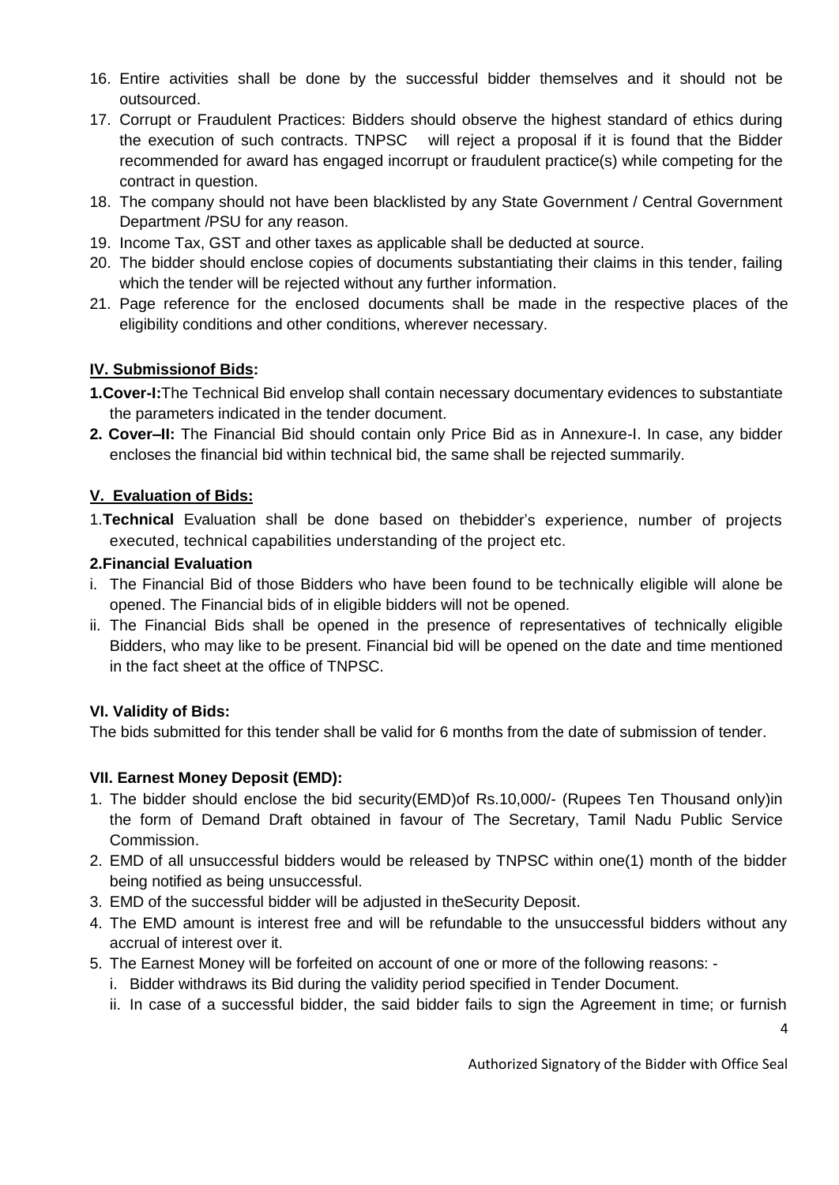16. Entire activities shall be done by the successful bidder themselves and it should not be outsourced.
17. Corrupt or Fraudulent Practices: Bidders should observe the highest standard of ethics during the execution of such contracts. TNPSC will reject a proposal if it is found that the Bidder recommended for award has engaged incorrupt or fraudulent practice(s) while competing for the contract in question.
18. The company should not have been blacklisted by any State Government / Central Government Department /PSU for any reason.
19. Income Tax, GST and other taxes as applicable shall be deducted at source.
20. The bidder should enclose copies of documents substantiating their claims in this tender, failing which the tender will be rejected without any further information.
21. Page reference for the enclosed documents shall be made in the respective places of the eligibility conditions and other conditions, wherever necessary.

### IV. Submissionof Bids:

**1.Cover-I:**The Technical Bid envelop shall contain necessary documentary evidences to substantiate the parameters indicated in the tender document.

**2. Cover–II:** The Financial Bid should contain only Price Bid as in Annexure-I. In case, any bidder encloses the financial bid within technical bid, the same shall be rejected summarily.

### V. Evaluation of Bids:

1.**Technical** Evaluation shall be done based on thebidder's experience, number of projects executed, technical capabilities understanding of the project etc.

**2.Financial Evaluation**

i. The Financial Bid of those Bidders who have been found to be technically eligible will alone be opened. The Financial bids of in eligible bidders will not be opened.

ii. The Financial Bids shall be opened in the presence of representatives of technically eligible Bidders, who may like to be present. Financial bid will be opened on the date and time mentioned in the fact sheet at the office of TNPSC.

### VI. Validity of Bids:

The bids submitted for this tender shall be valid for 6 months from the date of submission of tender.

### VII. Earnest Money Deposit (EMD):

1. The bidder should enclose the bid security(EMD)of Rs.10,000/- (Rupees Ten Thousand only)in the form of Demand Draft obtained in favour of The Secretary, Tamil Nadu Public Service Commission.
2. EMD of all unsuccessful bidders would be released by TNPSC within one(1) month of the bidder being notified as being unsuccessful.
3. EMD of the successful bidder will be adjusted in theSecurity Deposit.
4. The EMD amount is interest free and will be refundable to the unsuccessful bidders without any accrual of interest over it.
5. The Earnest Money will be forfeited on account of one or more of the following reasons: -
   i. Bidder withdraws its Bid during the validity period specified in Tender Document.
   ii. In case of a successful bidder, the said bidder fails to sign the Agreement in time; or furnish

Authorized Signatory of the Bidder with Office Seal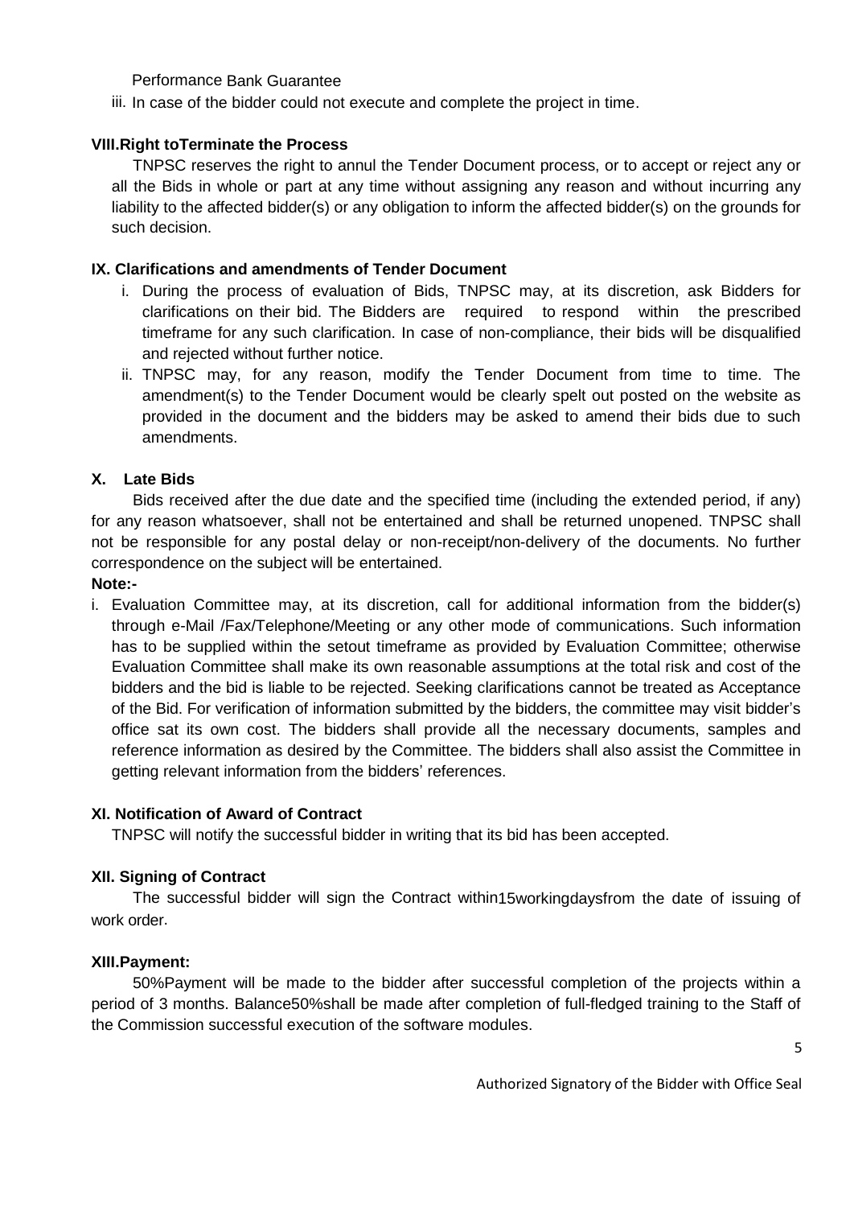Performance Bank Guarantee

iii. In case of the bidder could not execute and complete the project in time.

**VIII.Right toTerminate the Process**

TNPSC reserves the right to annul the Tender Document process, or to accept or reject any or all the Bids in whole or part at any time without assigning any reason and without incurring any liability to the affected bidder(s) or any obligation to inform the affected bidder(s) on the grounds for such decision.

**IX. Clarifications and amendments of Tender Document**

i. During the process of evaluation of Bids, TNPSC may, at its discretion, ask Bidders for clarifications on their bid. The Bidders are required to respond within the prescribed timeframe for any such clarification. In case of non-compliance, their bids will be disqualified and rejected without further notice.

ii. TNPSC may, for any reason, modify the Tender Document from time to time. The amendment(s) to the Tender Document would be clearly spelt out posted on the website as provided in the document and the bidders may be asked to amend their bids due to such amendments.

**X. Late Bids**

Bids received after the due date and the specified time (including the extended period, if any) for any reason whatsoever, shall not be entertained and shall be returned unopened. TNPSC shall not be responsible for any postal delay or non-receipt/non-delivery of the documents. No further correspondence on the subject will be entertained.

**Note:-**

i. Evaluation Committee may, at its discretion, call for additional information from the bidder(s) through e-Mail /Fax/Telephone/Meeting or any other mode of communications. Such information has to be supplied within the setout timeframe as provided by Evaluation Committee; otherwise Evaluation Committee shall make its own reasonable assumptions at the total risk and cost of the bidders and the bid is liable to be rejected. Seeking clarifications cannot be treated as Acceptance of the Bid. For verification of information submitted by the bidders, the committee may visit bidder's office sat its own cost. The bidders shall provide all the necessary documents, samples and reference information as desired by the Committee. The bidders shall also assist the Committee in getting relevant information from the bidders' references.

**XI. Notification of Award of Contract**

TNPSC will notify the successful bidder in writing that its bid has been accepted.

**XII. Signing of Contract**

The successful bidder will sign the Contract within15workingdaysfrom the date of issuing of work order.

**XIII.Payment:**

50%Payment will be made to the bidder after successful completion of the projects within a period of 3 months. Balance50%shall be made after completion of full-fledged training to the Staff of the Commission successful execution of the software modules.

Authorized Signatory of the Bidder with Office Seal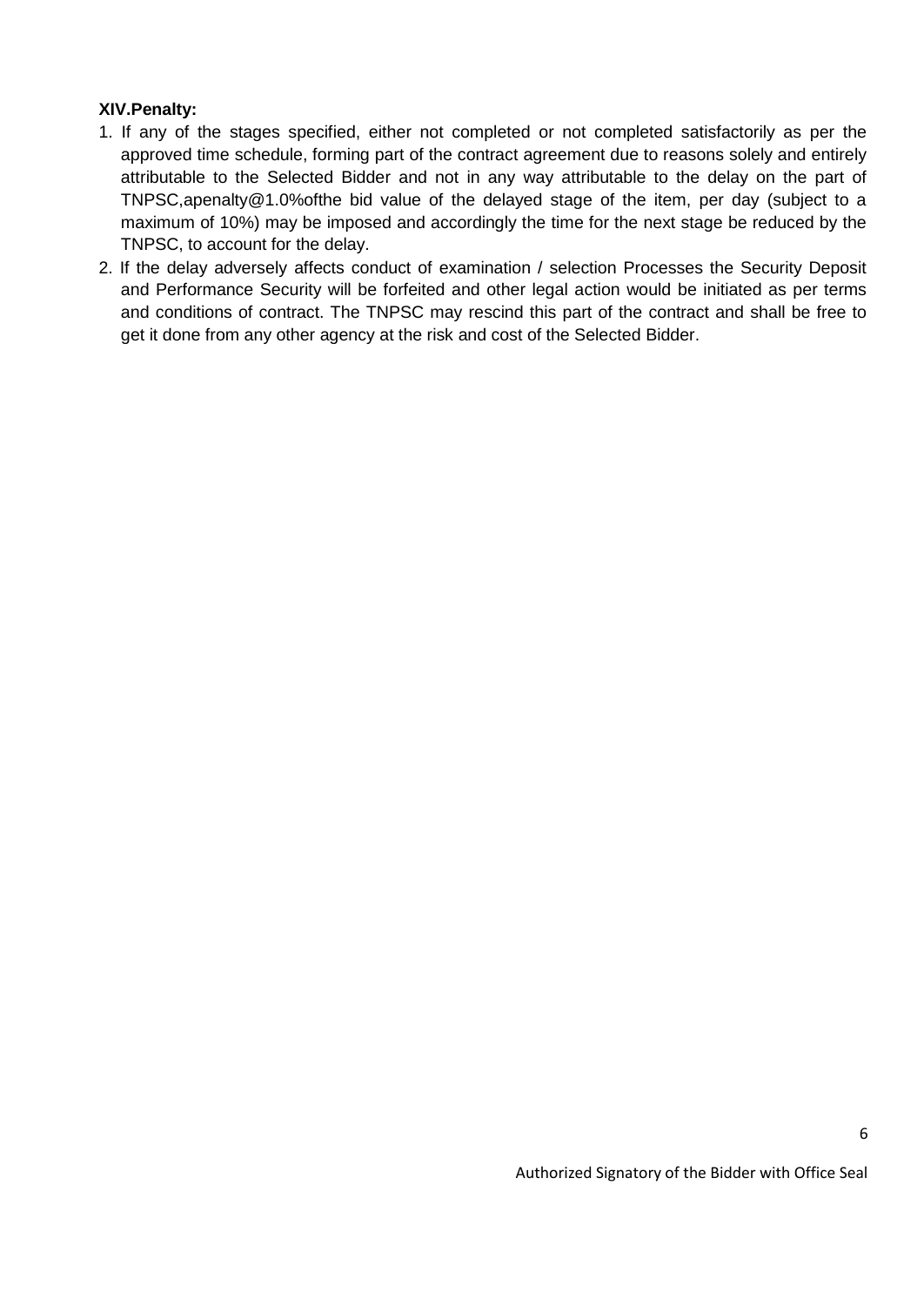**XIV.Penalty:**

1. If any of the stages specified, either not completed or not completed satisfactorily as per the approved time schedule, forming part of the contract agreement due to reasons solely and entirely attributable to the Selected Bidder and not in any way attributable to the delay on the part of TNPSC,apenalty@1.0%ofthe bid value of the delayed stage of the item, per day (subject to a maximum of 10%) may be imposed and accordingly the time for the next stage be reduced by the TNPSC, to account for the delay.
2. If the delay adversely affects conduct of examination / selection Processes the Security Deposit and Performance Security will be forfeited and other legal action would be initiated as per terms and conditions of contract. The TNPSC may rescind this part of the contract and shall be free to get it done from any other agency at the risk and cost of the Selected Bidder.

Authorized Signatory of the Bidder with Office Seal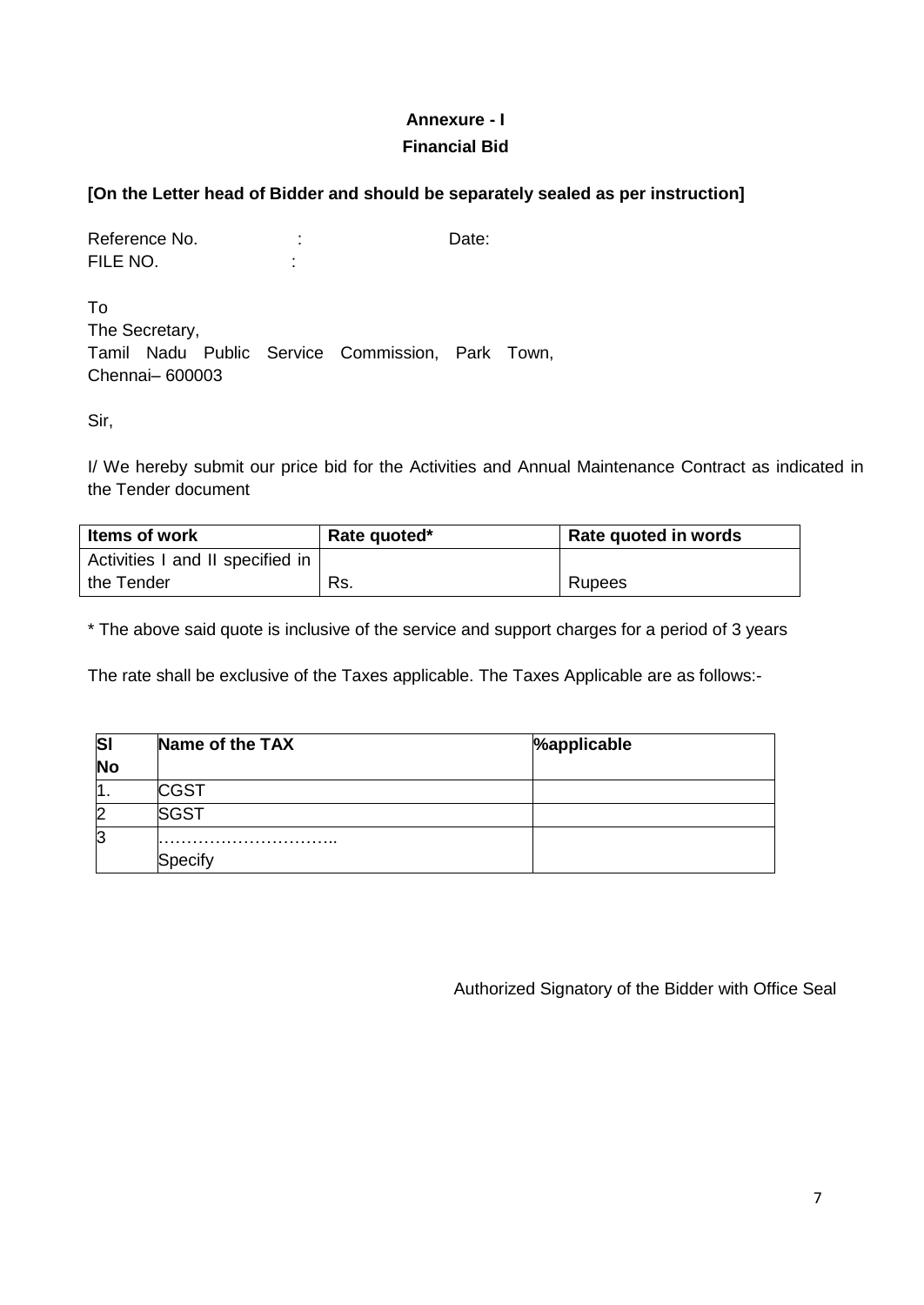# Annexure - I

## Financial Bid

**[On the Letter head of Bidder and should be separately sealed as per instruction]**

Reference No. : Date:
FILE NO. :

To
The Secretary,
Tamil Nadu Public Service Commission, Park Town,
Chennai– 600003

Sir,

I/ We hereby submit our price bid for the Activities and Annual Maintenance Contract as indicated in the Tender document

| Items of work | Rate quoted* | Rate quoted in words |
|---|---|---|
| Activities I and II specified in the Tender | Rs. | Rupees |

* The above said quote is inclusive of the service and support charges for a period of 3 years

The rate shall be exclusive of the Taxes applicable. The Taxes Applicable are as follows:-

| Sl No | Name of the TAX | %applicable |
|---|---|---|
| 1. | CGST | |
| 2 | SGST | |
| 3 | ………………………….. Specify | |

Authorized Signatory of the Bidder with Office Seal